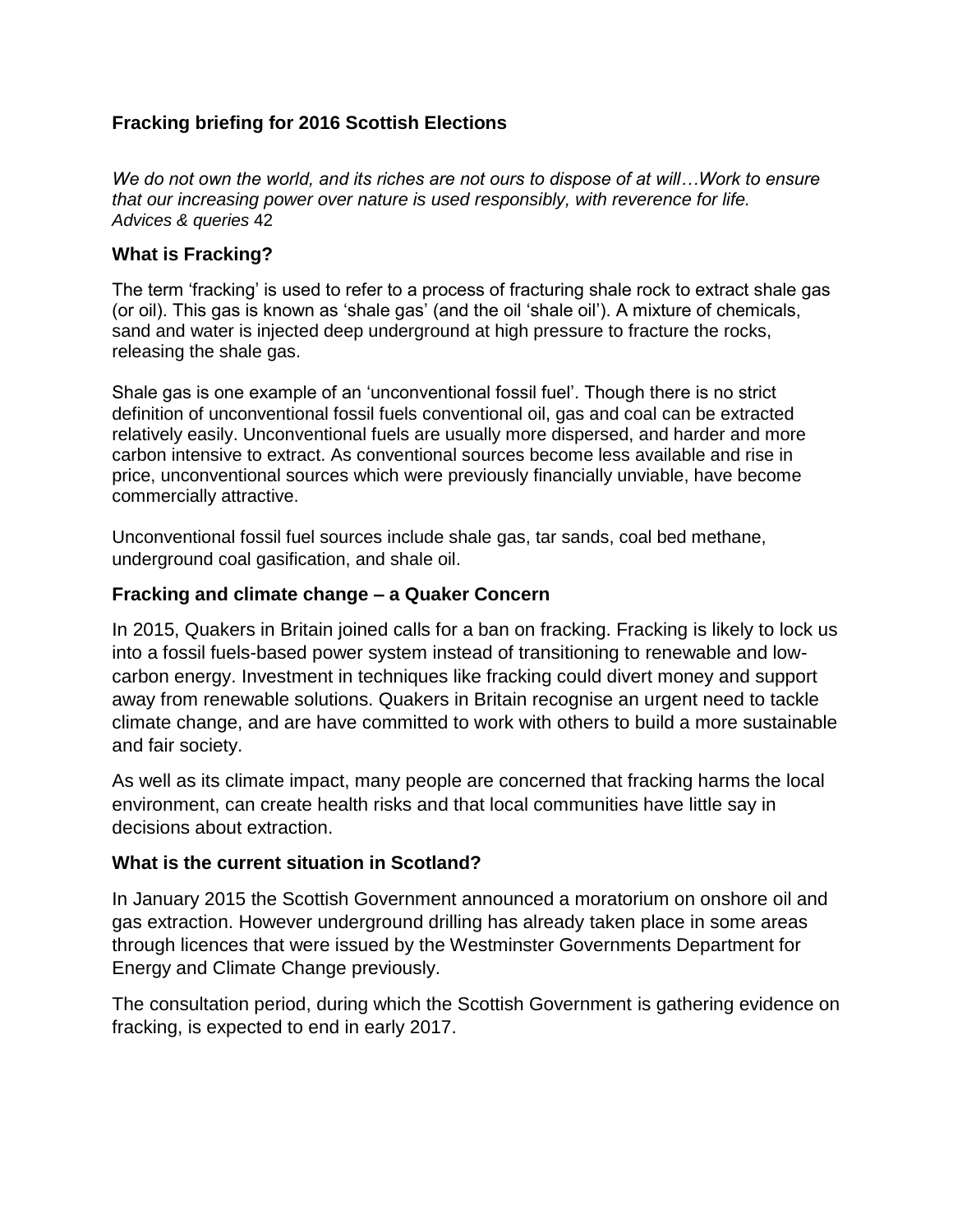## Fracking briefing for 2016 Scottish Elections

*We do not own the world, and its riches are not ours to dispose of at will…Work to ensure that our increasing power over nature is used responsibly, with reverence for life.*
*Advices & queries* 42

### What is Fracking?

The term 'fracking' is used to refer to a process of fracturing shale rock to extract shale gas (or oil). This gas is known as 'shale gas' (and the oil 'shale oil'). A mixture of chemicals, sand and water is injected deep underground at high pressure to fracture the rocks, releasing the shale gas.

Shale gas is one example of an 'unconventional fossil fuel'. Though there is no strict definition of unconventional fossil fuels conventional oil, gas and coal can be extracted relatively easily. Unconventional fuels are usually more dispersed, and harder and more carbon intensive to extract. As conventional sources become less available and rise in price, unconventional sources which were previously financially unviable, have become commercially attractive.

Unconventional fossil fuel sources include shale gas, tar sands, coal bed methane, underground coal gasification, and shale oil.

### Fracking and climate change – a Quaker Concern

In 2015, Quakers in Britain joined calls for a ban on fracking. Fracking is likely to lock us into a fossil fuels-based power system instead of transitioning to renewable and low-carbon energy. Investment in techniques like fracking could divert money and support away from renewable solutions. Quakers in Britain recognise an urgent need to tackle climate change, and are have committed to work with others to build a more sustainable and fair society.

As well as its climate impact, many people are concerned that fracking harms the local environment, can create health risks and that local communities have little say in decisions about extraction.

### What is the current situation in Scotland?

In January 2015 the Scottish Government announced a moratorium on onshore oil and gas extraction. However underground drilling has already taken place in some areas through licences that were issued by the Westminster Governments Department for Energy and Climate Change previously.

The consultation period, during which the Scottish Government is gathering evidence on fracking, is expected to end in early 2017.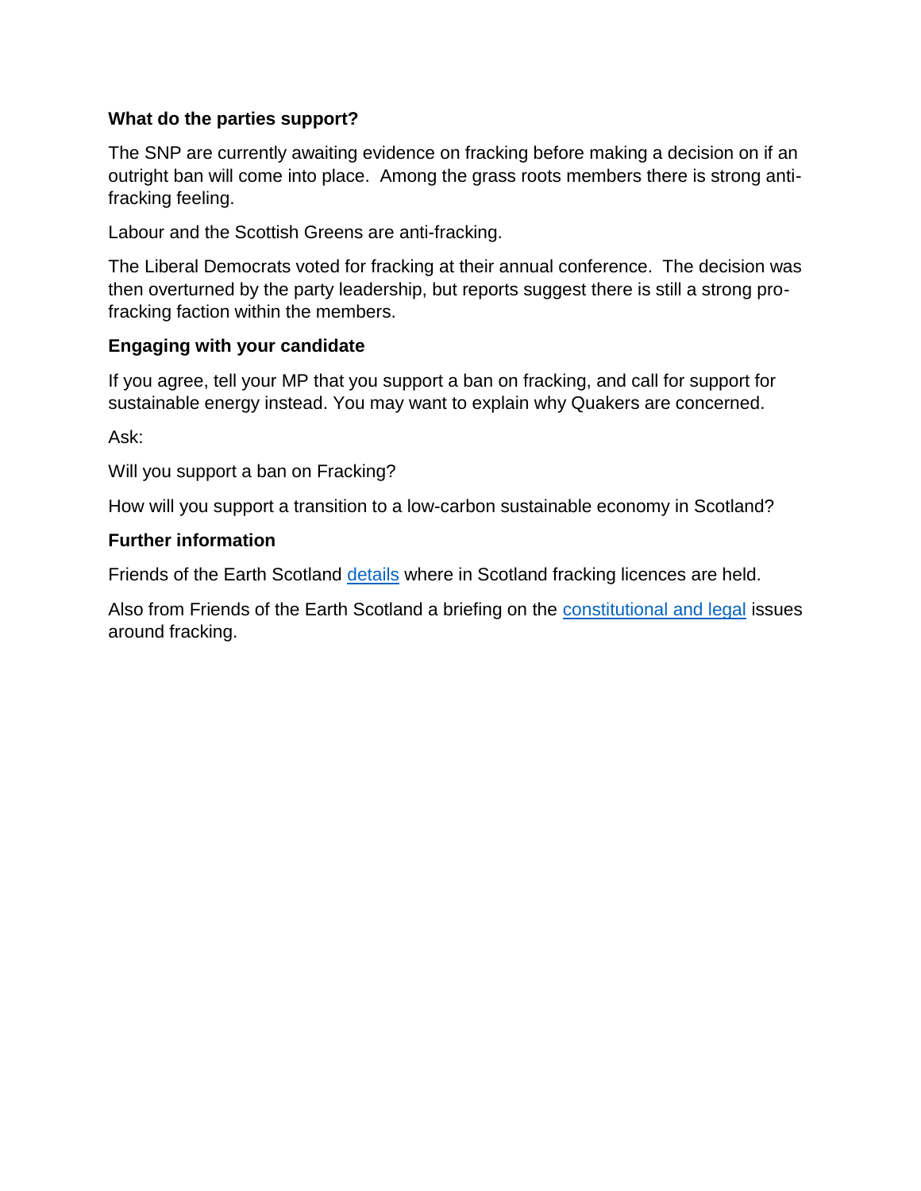**What do the parties support?**

The SNP are currently awaiting evidence on fracking before making a decision on if an outright ban will come into place. Among the grass roots members there is strong anti-fracking feeling.

Labour and the Scottish Greens are anti-fracking.

The Liberal Democrats voted for fracking at their annual conference. The decision was then overturned by the party leadership, but reports suggest there is still a strong pro-fracking faction within the members.

**Engaging with your candidate**

If you agree, tell your MP that you support a ban on fracking, and call for support for sustainable energy instead. You may want to explain why Quakers are concerned.

Ask:

Will you support a ban on Fracking?

How will you support a transition to a low-carbon sustainable economy in Scotland?

**Further information**

Friends of the Earth Scotland details where in Scotland fracking licences are held.

Also from Friends of the Earth Scotland a briefing on the constitutional and legal issues around fracking.